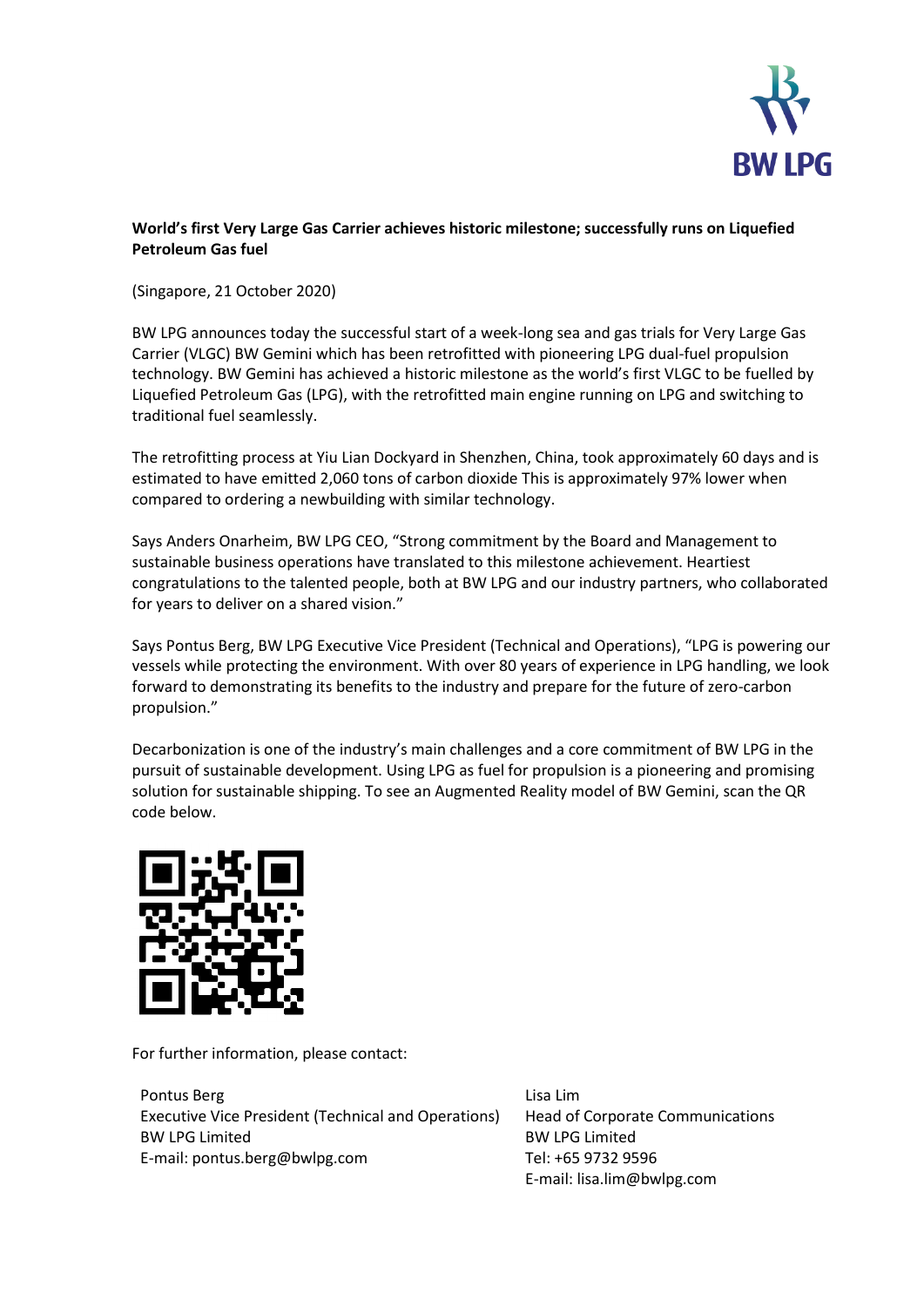**World's first Very Large Gas Carrier achieves historic milestone; successfully runs on Liquefied Petroleum Gas fuel**

(Singapore, 21 October 2020)

BW LPG announces today the successful start of a week-long sea and gas trials for Very Large Gas Carrier (VLGC) BW Gemini which has been retrofitted with pioneering LPG dual-fuel propulsion technology. BW Gemini has achieved a historic milestone as the world's first VLGC to be fuelled by Liquefied Petroleum Gas (LPG), with the retrofitted main engine running on LPG and switching to traditional fuel seamlessly.

The retrofitting process at Yiu Lian Dockyard in Shenzhen, China, took approximately 60 days and is estimated to have emitted 2,060 tons of carbon dioxide This is approximately 97% lower when compared to ordering a newbuilding with similar technology.

Says Anders Onarheim, BW LPG CEO, "Strong commitment by the Board and Management to sustainable business operations have translated to this milestone achievement. Heartiest congratulations to the talented people, both at BW LPG and our industry partners, who collaborated for years to deliver on a shared vision."

Says Pontus Berg, BW LPG Executive Vice President (Technical and Operations), "LPG is powering our vessels while protecting the environment. With over 80 years of experience in LPG handling, we look forward to demonstrating its benefits to the industry and prepare for the future of zero-carbon propulsion."

Decarbonization is one of the industry's main challenges and a core commitment of BW LPG in the pursuit of sustainable development. Using LPG as fuel for propulsion is a pioneering and promising solution for sustainable shipping. To see an Augmented Reality model of BW Gemini, scan the QR code below.

For further information, please contact:

Pontus Berg
Executive Vice President (Technical and Operations)
BW LPG Limited
E-mail: pontus.berg@bwlpg.com

Lisa Lim
Head of Corporate Communications
BW LPG Limited
Tel: +65 9732 9596
E-mail: lisa.lim@bwlpg.com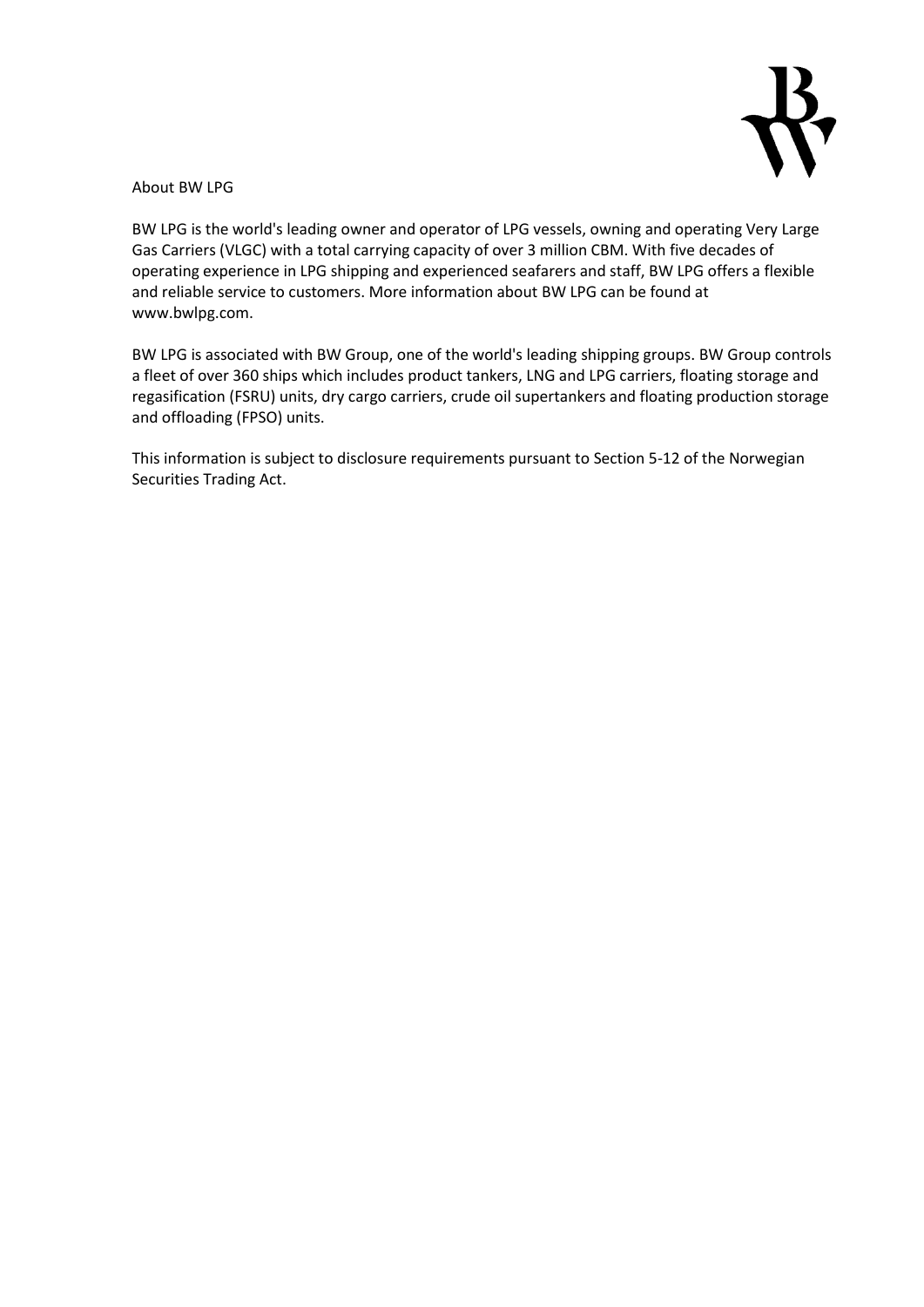About BW LPG

BW LPG is the world's leading owner and operator of LPG vessels, owning and operating Very Large Gas Carriers (VLGC) with a total carrying capacity of over 3 million CBM. With five decades of operating experience in LPG shipping and experienced seafarers and staff, BW LPG offers a flexible and reliable service to customers. More information about BW LPG can be found at www.bwlpg.com.

BW LPG is associated with BW Group, one of the world's leading shipping groups. BW Group controls a fleet of over 360 ships which includes product tankers, LNG and LPG carriers, floating storage and regasification (FSRU) units, dry cargo carriers, crude oil supertankers and floating production storage and offloading (FPSO) units.

This information is subject to disclosure requirements pursuant to Section 5-12 of the Norwegian Securities Trading Act.